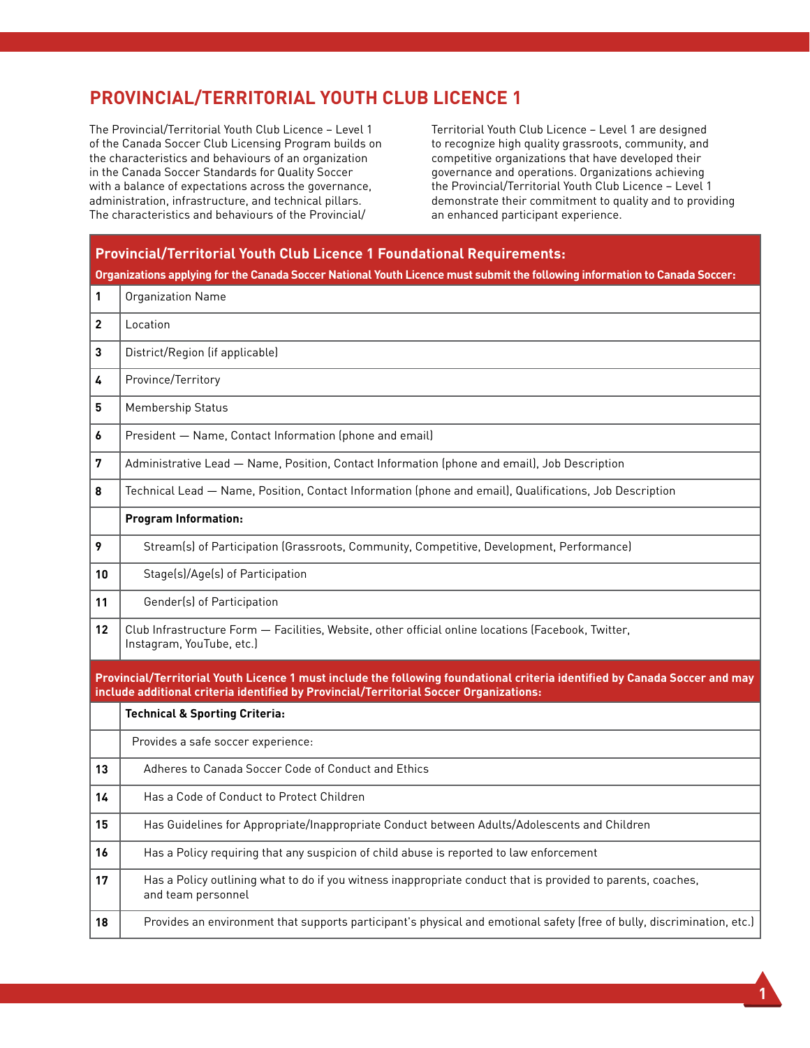# PROVINCIAL/TERRITORIAL YOUTH CLUB LICENCE 1

The Provincial/Territorial Youth Club Licence – Level 1 of the Canada Soccer Club Licensing Program builds on the characteristics and behaviours of an organization in the Canada Soccer Standards for Quality Soccer with a balance of expectations across the governance, administration, infrastructure, and technical pillars. The characteristics and behaviours of the Provincial/Territorial Youth Club Licence – Level 1 are designed to recognize high quality grassroots, community, and competitive organizations that have developed their governance and operations. Organizations achieving the Provincial/Territorial Youth Club Licence – Level 1 demonstrate their commitment to quality and to providing an enhanced participant experience.

| **Provincial/Territorial Youth Club Licence 1 Foundational Requirements:** **Organizations applying for the Canada Soccer National Youth Licence must submit the following information to Canada Soccer:** | |
|---|---|
| 1 | Organization Name |
| 2 | Location |
| 3 | District/Region (if applicable) |
| 4 | Province/Territory |
| 5 | Membership Status |
| 6 | President — Name, Contact Information (phone and email) |
| 7 | Administrative Lead — Name, Position, Contact Information (phone and email), Job Description |
| 8 | Technical Lead — Name, Position, Contact Information (phone and email), Qualifications, Job Description |
| | **Program Information:** |
| 9 | Stream(s) of Participation (Grassroots, Community, Competitive, Development, Performance) |
| 10 | Stage(s)/Age(s) of Participation |
| 11 | Gender(s) of Participation |
| 12 | Club Infrastructure Form — Facilities, Website, other official online locations (Facebook, Twitter, Instagram, YouTube, etc.) |
| **Provincial/Territorial Youth Licence 1 must include the following foundational criteria identified by Canada Soccer and may include additional criteria identified by Provincial/Territorial Soccer Organizations:** | |
| | **Technical & Sporting Criteria:** |
| | Provides a safe soccer experience: |
| 13 | Adheres to Canada Soccer Code of Conduct and Ethics |
| 14 | Has a Code of Conduct to Protect Children |
| 15 | Has Guidelines for Appropriate/Inappropriate Conduct between Adults/Adolescents and Children |
| 16 | Has a Policy requiring that any suspicion of child abuse is reported to law enforcement |
| 17 | Has a Policy outlining what to do if you witness inappropriate conduct that is provided to parents, coaches, and team personnel |
| 18 | Provides an environment that supports participant's physical and emotional safety (free of bully, discrimination, etc.) |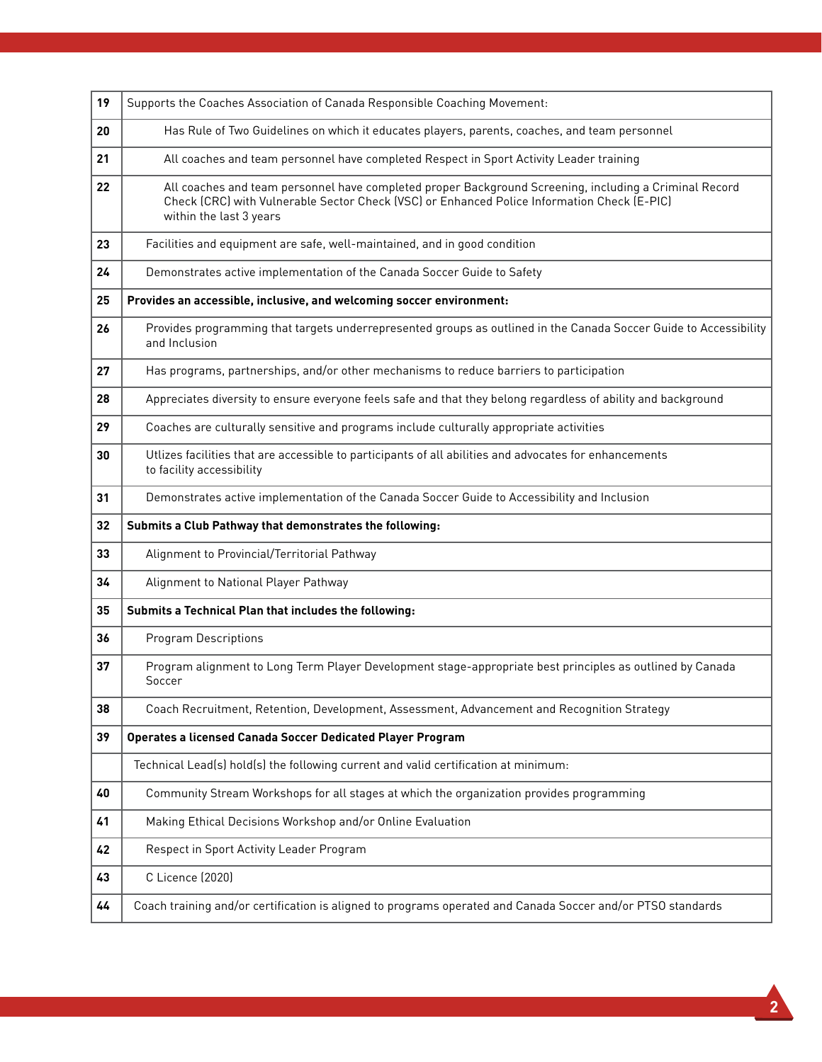| | |
|---|---|
| 19 | Supports the Coaches Association of Canada Responsible Coaching Movement: |
| 20 | Has Rule of Two Guidelines on which it educates players, parents, coaches, and team personnel |
| 21 | All coaches and team personnel have completed Respect in Sport Activity Leader training |
| 22 | All coaches and team personnel have completed proper Background Screening, including a Criminal Record Check (CRC) with Vulnerable Sector Check (VSC) or Enhanced Police Information Check (E-PIC) within the last 3 years |
| 23 | Facilities and equipment are safe, well-maintained, and in good condition |
| 24 | Demonstrates active implementation of the Canada Soccer Guide to Safety |
| 25 | **Provides an accessible, inclusive, and welcoming soccer environment:** |
| 26 | Provides programming that targets underrepresented groups as outlined in the Canada Soccer Guide to Accessibility and Inclusion |
| 27 | Has programs, partnerships, and/or other mechanisms to reduce barriers to participation |
| 28 | Appreciates diversity to ensure everyone feels safe and that they belong regardless of ability and background |
| 29 | Coaches are culturally sensitive and programs include culturally appropriate activities |
| 30 | Utlizes facilities that are accessible to participants of all abilities and advocates for enhancements to facility accessibility |
| 31 | Demonstrates active implementation of the Canada Soccer Guide to Accessibility and Inclusion |
| 32 | **Submits a Club Pathway that demonstrates the following:** |
| 33 | Alignment to Provincial/Territorial Pathway |
| 34 | Alignment to National Player Pathway |
| 35 | **Submits a Technical Plan that includes the following:** |
| 36 | Program Descriptions |
| 37 | Program alignment to Long Term Player Development stage-appropriate best principles as outlined by Canada Soccer |
| 38 | Coach Recruitment, Retention, Development, Assessment, Advancement and Recognition Strategy |
| 39 | **Operates a licensed Canada Soccer Dedicated Player Program** |
| | Technical Lead(s) hold(s) the following current and valid certification at minimum: |
| 40 | Community Stream Workshops for all stages at which the organization provides programming |
| 41 | Making Ethical Decisions Workshop and/or Online Evaluation |
| 42 | Respect in Sport Activity Leader Program |
| 43 | C Licence (2020) |
| 44 | Coach training and/or certification is aligned to programs operated and Canada Soccer and/or PTSO standards |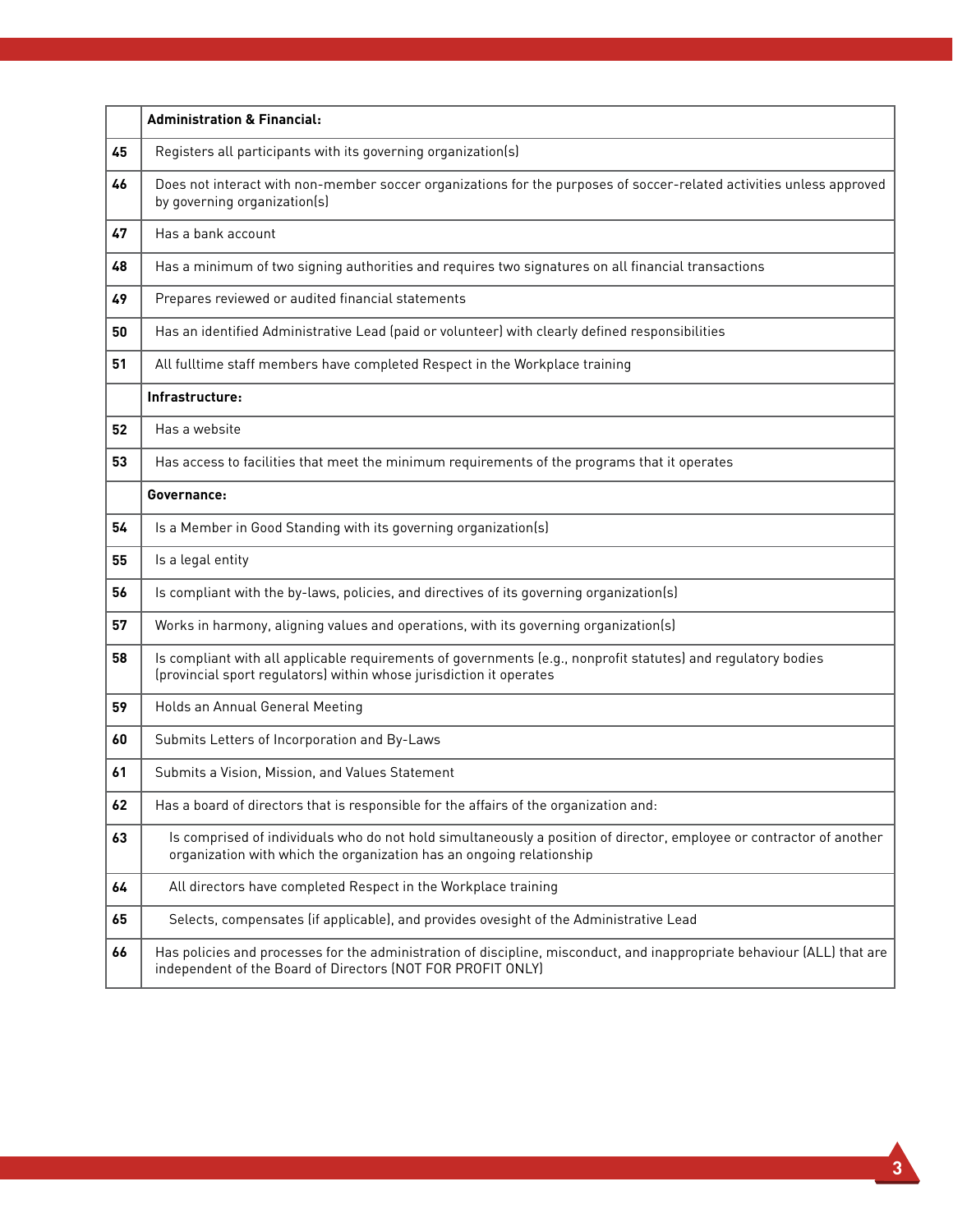| | |
|---|---|
| | **Administration & Financial:** |
| **45** | Registers all participants with its governing organization(s) |
| **46** | Does not interact with non-member soccer organizations for the purposes of soccer-related activities unless approved by governing organization(s) |
| **47** | Has a bank account |
| **48** | Has a minimum of two signing authorities and requires two signatures on all financial transactions |
| **49** | Prepares reviewed or audited financial statements |
| **50** | Has an identified Administrative Lead (paid or volunteer) with clearly defined responsibilities |
| **51** | All fulltime staff members have completed Respect in the Workplace training |
| | **Infrastructure:** |
| **52** | Has a website |
| **53** | Has access to facilities that meet the minimum requirements of the programs that it operates |
| | **Governance:** |
| **54** | Is a Member in Good Standing with its governing organization(s) |
| **55** | Is a legal entity |
| **56** | Is compliant with the by-laws, policies, and directives of its governing organization(s) |
| **57** | Works in harmony, aligning values and operations, with its governing organization(s) |
| **58** | Is compliant with all applicable requirements of governments (e.g., nonprofit statutes) and regulatory bodies (provincial sport regulators) within whose jurisdiction it operates |
| **59** | Holds an Annual General Meeting |
| **60** | Submits Letters of Incorporation and By-Laws |
| **61** | Submits a Vision, Mission, and Values Statement |
| **62** | Has a board of directors that is responsible for the affairs of the organization and: |
| **63** | Is comprised of individuals who do not hold simultaneously a position of director, employee or contractor of another organization with which the organization has an ongoing relationship |
| **64** | All directors have completed Respect in the Workplace training |
| **65** | Selects, compensates (if applicable), and provides ovesight of the Administrative Lead |
| **66** | Has policies and processes for the administration of discipline, misconduct, and inappropriate behaviour (ALL) that are independent of the Board of Directors (NOT FOR PROFIT ONLY) |